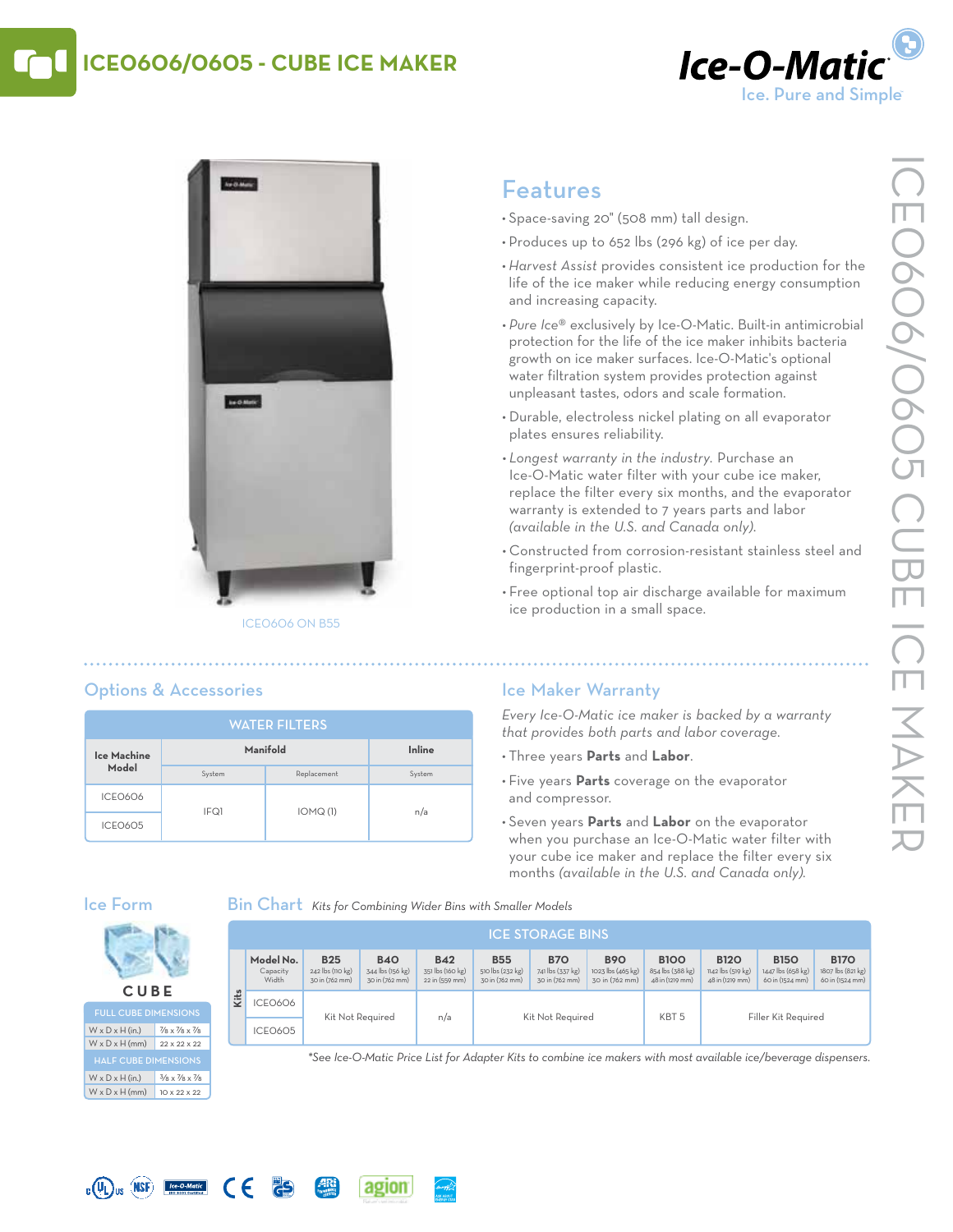# ICE0606/0605 - CUBE ICE MAKER

Ice-O-Matic
Ice. Pure and Simple

ICE0606 ON B55

## Features

- Space-saving 20" (508 mm) tall design.
- Produces up to 652 lbs (296 kg) of ice per day.
- *Harvest Assist* provides consistent ice production for the life of the ice maker while reducing energy consumption and increasing capacity.
- *Pure Ice*® exclusively by Ice-O-Matic. Built-in antimicrobial protection for the life of the ice maker inhibits bacteria growth on ice maker surfaces. Ice-O-Matic's optional water filtration system provides protection against unpleasant tastes, odors and scale formation.
- Durable, electroless nickel plating on all evaporator plates ensures reliability.
- *Longest warranty in the industry.* Purchase an Ice-O-Matic water filter with your cube ice maker, replace the filter every six months, and the evaporator warranty is extended to 7 years parts and labor *(available in the U.S. and Canada only).*
- Constructed from corrosion-resistant stainless steel and fingerprint-proof plastic.
- Free optional top air discharge available for maximum ice production in a small space.

## Options & Accessories

**WATER FILTERS**

| Ice Machine Model | Manifold | | Inline |
|---|---|---|---|
| | System | Replacement | System |
| ICE0606 | IFQ1 | IOMQ (1) | n/a |
| ICE0605 | | | |

## Ice Maker Warranty

*Every Ice-O-Matic ice maker is backed by a warranty that provides both parts and labor coverage.*

- Three years **Parts** and **Labor**.
- Five years **Parts** coverage on the evaporator and compressor.
- Seven years **Parts** and **Labor** on the evaporator when you purchase an Ice-O-Matic water filter with your cube ice maker and replace the filter every six months *(available in the U.S. and Canada only).*

## Ice Form

CUBE

| FULL CUBE DIMENSIONS | |
|---|---|
| W x D x H (in.) | ⅞ x ⅞ x ⅞ |
| W x D x H (mm) | 22 x 22 x 22 |
| **HALF CUBE DIMENSIONS** | |
| W x D x H (in.) | ⅜ x ⅞ x ⅞ |
| W x D x H (mm) | 10 x 22 x 22 |

## Bin Chart *Kits for Combining Wider Bins with Smaller Models*

**ICE STORAGE BINS**

| Model No. (Capacity, Width) | B25 (242 lbs (110 kg), 30 in (762 mm)) | B40 (344 lbs (156 kg), 30 in (762 mm)) | B42 (351 lbs (160 kg), 22 in (559 mm)) | B55 (510 lbs (232 kg), 30 in (762 mm)) | B70 (741 lbs (337 kg), 30 in (762 mm)) | B90 (1023 lbs (465 kg), 30 in (762 mm)) | B100 (854 lbs (388 kg), 48 in (1219 mm)) | B120 (1142 lbs (519 kg), 48 in (1219 mm)) | B150 (1447 lbs (658 kg), 60 in (1524 mm)) | B170 (1807 lbs (821 kg), 60 in (1524 mm)) |
|---|---|---|---|---|---|---|---|---|---|---|
| Kits: ICE0606 | Kit Not Required | | n/a | Kit Not Required | | | KBT 5 | Filler Kit Required | | |
| Kits: ICE0605 | Kit Not Required | | n/a | Kit Not Required | | | KBT 5 | Filler Kit Required | | |

*\*See Ice-O-Matic Price List for Adapter Kits to combine ice makers with most available ice/beverage dispensers.*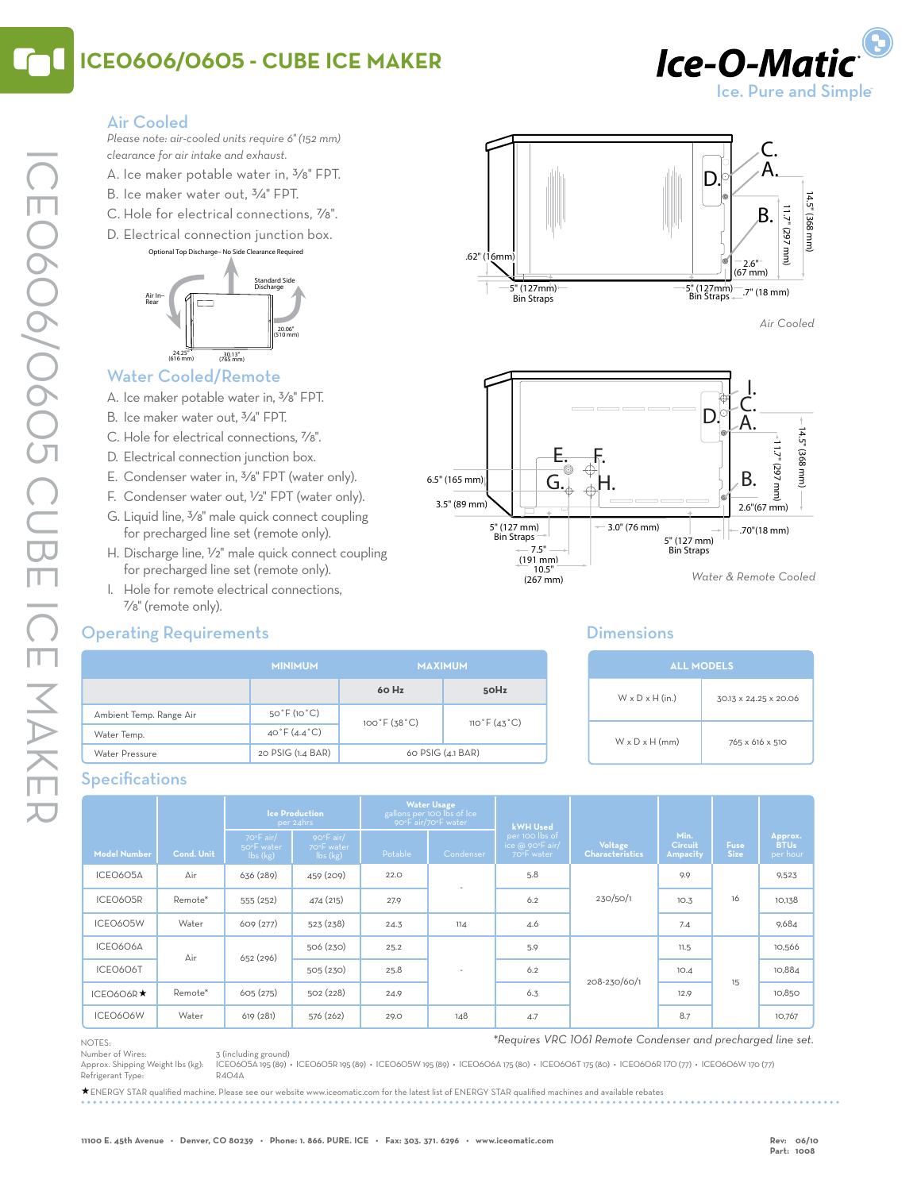# ICE0606/0605 - CUBE ICE MAKER

Ice-O-Matic
Ice. Pure and Simple

## Air Cooled

*Please note: air-cooled units require 6" (152 mm) clearance for air intake and exhaust.*

A. Ice maker potable water in, 3/8" FPT.
B. Ice maker water out, 3/4" FPT.
C. Hole for electrical connections, 7/8".
D. Electrical connection junction box.

Optional Top Discharge– No Side Clearance Required
Air In– Rear
Standard Side Discharge
20.06" (510 mm)
24.25" (616 mm)
30.13" (765 mm)

.62" (16mm)
5" (127mm) Bin Straps
5" (127mm) Bin Straps
.7" (18 mm)
2.6" (67 mm)
11.7" (297 mm)
14.5" (368 mm)
C. A. B. D.

*Air Cooled*

## Water Cooled/Remote

A. Ice maker potable water in, 3/8" FPT.
B. Ice maker water out, 3/4" FPT.
C. Hole for electrical connections, 7/8".
D. Electrical connection junction box.
E. Condenser water in, 3/8" FPT (water only).
F. Condenser water out, 1/2" FPT (water only).
G. Liquid line, 3/8" male quick connect coupling for precharged line set (remote only).
H. Discharge line, 1/2" male quick connect coupling for precharged line set (remote only).
I. Hole for remote electrical connections, 7/8" (remote only).

6.5" (165 mm)
3.5" (89 mm)
5" (127 mm) Bin Straps
7.5" (191 mm)
10.5" (267 mm)
3.0" (76 mm)
5" (127 mm) Bin Straps
.70"(18 mm)
2.6"(67 mm)
11.7" (297 mm)
14.5" (368 mm)

*Water & Remote Cooled*

## Operating Requirements

| | MINIMUM | MAXIMUM | |
|---|---|---|---|
| | | 60 Hz | 50Hz |
| Ambient Temp. Range Air | 50°F (10°C) | 100°F (38°C) | 110°F (43°C) |
| Water Temp. | 40°F (4.4°C) | | |
| Water Pressure | 20 PSIG (1.4 BAR) | 60 PSIG (4.1 BAR) | |

## Dimensions

| ALL MODELS | |
|---|---|
| W x D x H (in.) | 30.13 x 24.25 x 20.06 |
| W x D x H (mm) | 765 x 616 x 510 |

## Specifications

| Model Number | Cond. Unit | Ice Production per 24hrs | | Water Usage gallons per 100 lbs of ice 90°F air/70°F water | | kWH Used per 100 lbs of ice @ 90°F air/ 70°F water | Voltage Characteristics | Min. Circuit Ampacity | Fuse Size | Approx. BTUs per hour |
|---|---|---|---|---|---|---|---|---|---|---|
| | | 70°F air/ 50°F water lbs (kg) | 90°F air/ 70°F water lbs (kg) | Potable | Condenser | | | | | |
| ICE0605A | Air | 636 (289) | 459 (209) | 22.0 | - | 5.8 | 230/50/1 | 9.9 | 16 | 9,523 |
| ICE0605R | Remote* | 555 (252) | 474 (215) | 27.9 | | 6.2 | | 10.3 | | 10,138 |
| ICE0605W | Water | 609 (277) | 523 (238) | 24.3 | 114 | 4.6 | | 7.4 | | 9,684 |
| ICE0606A | Air | 652 (296) | 506 (230) | 25.2 | - | 5.9 | 208-230/60/1 | 11.5 | 15 | 10,566 |
| ICE0606T | | | 505 (230) | 25.8 | | 6.2 | | 10.4 | | 10,884 |
| ICE0606R★ | Remote* | 605 (275) | 502 (228) | 24.9 | | 6.3 | | 12.9 | | 10,850 |
| ICE0606W | Water | 619 (281) | 576 (262) | 29.0 | 148 | 4.7 | | 8.7 | | 10,767 |

*\*Requires VRC 1061 Remote Condenser and precharged line set.*

NOTES:
Number of Wires: 3 (including ground)
Approx. Shipping Weight lbs (kg): ICE0605A 195 (89) • ICE0605R 195 (89) • ICE0605W 195 (89) • ICE0606A 175 (80) • ICE0606T 175 (80) • ICE0606R 170 (77) • ICE0606W 170 (77)
Refrigerant Type: R404A

★ENERGY STAR qualified machine. Please see our website www.iceomatic.com for the latest list of ENERGY STAR qualified machines and available rebates

11100 E. 45th Avenue • Denver, CO 80239 • Phone: 1. 866. PURE. ICE • Fax: 303. 371. 6296 • www.iceomatic.com

Rev: 06/10
Part: 1008